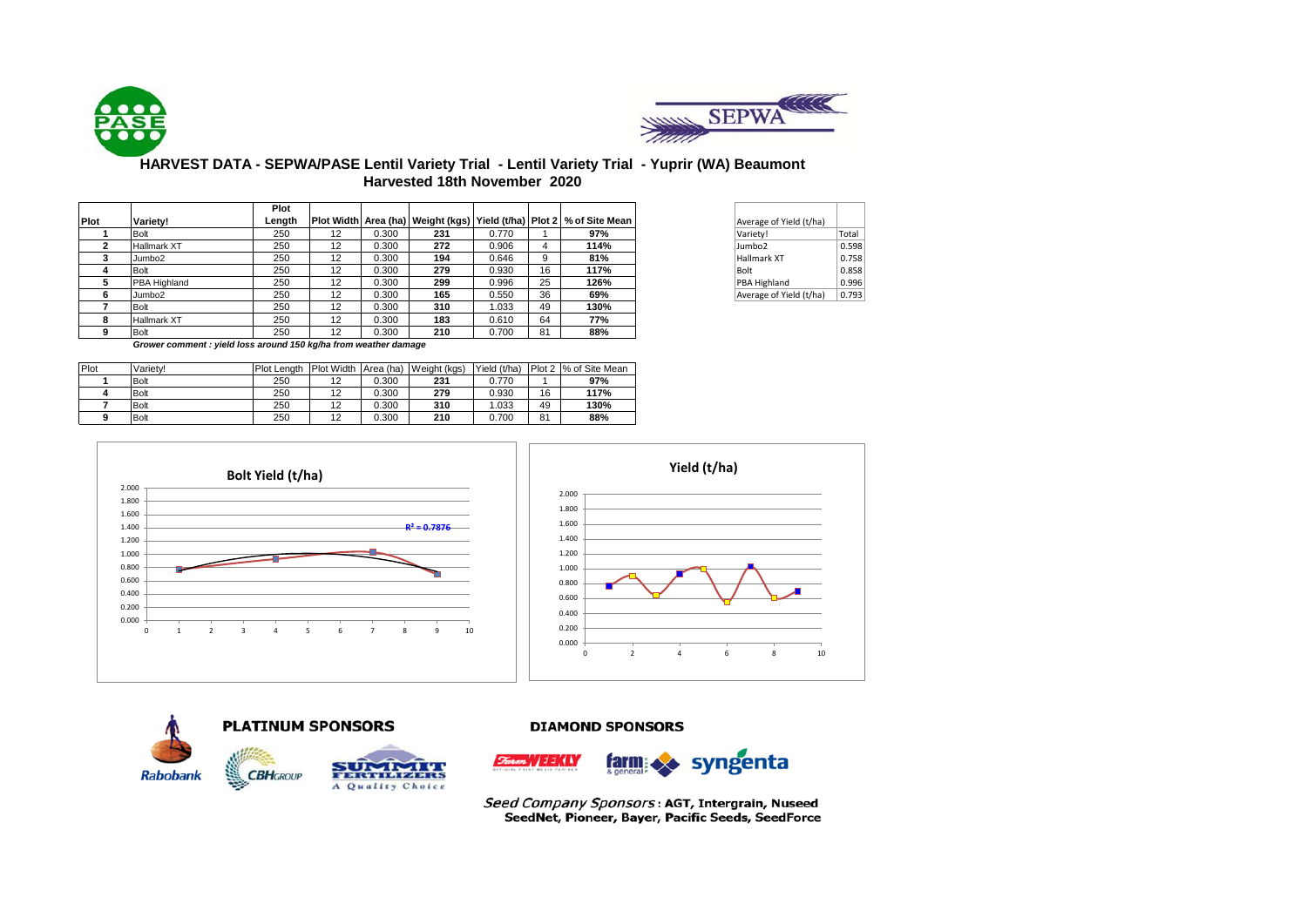# HARVEST DATA - SEPWA/PASE Lentil Variety Trial - Lentil Variety Trial - Yuprir (WA) Beaumont

## Harvested 18th November 2020

| Plot | Variety! | Plot Length | Plot Width | Area (ha) | Weight (kgs) | Yield (t/ha) | Plot 2 | % of Site Mean |
|---|---|---|---|---|---|---|---|---|
| 1 | Bolt | 250 | 12 | 0.300 | 231 | 0.770 | 1 | 97% |
| 2 | Hallmark XT | 250 | 12 | 0.300 | 272 | 0.906 | 4 | 114% |
| 3 | Jumbo2 | 250 | 12 | 0.300 | 194 | 0.646 | 9 | 81% |
| 4 | Bolt | 250 | 12 | 0.300 | 279 | 0.930 | 16 | 117% |
| 5 | PBA Highland | 250 | 12 | 0.300 | 299 | 0.996 | 25 | 126% |
| 6 | Jumbo2 | 250 | 12 | 0.300 | 165 | 0.550 | 36 | 69% |
| 7 | Bolt | 250 | 12 | 0.300 | 310 | 1.033 | 49 | 130% |
| 8 | Hallmark XT | 250 | 12 | 0.300 | 183 | 0.610 | 64 | 77% |
| 9 | Bolt | 250 | 12 | 0.300 | 210 | 0.700 | 81 | 88% |

***Grower comment : yield loss around 150 kg/ha from weather damage***

| Average of Yield (t/ha) | |
|---|---|
| Variety! | Total |
| Jumbo2 | 0.598 |
| Hallmark XT | 0.758 |
| Bolt | 0.858 |
| PBA Highland | 0.996 |
| Average of Yield (t/ha) | 0.793 |

| Plot | Variety! | Plot Length | Plot Width | Area (ha) | Weight (kgs) | Yield (t/ha) | Plot 2 | % of Site Mean |
|---|---|---|---|---|---|---|---|---|
| 1 | Bolt | 250 | 12 | 0.300 | 231 | 0.770 | 1 | 97% |
| 4 | Bolt | 250 | 12 | 0.300 | 279 | 0.930 | 16 | 117% |
| 7 | Bolt | 250 | 12 | 0.300 | 310 | 1.033 | 49 | 130% |
| 9 | Bolt | 250 | 12 | 0.300 | 210 | 0.700 | 81 | 88% |

**Bolt Yield (t/ha)**

$R^2 = 0.7876$

**Yield (t/ha)**

**PLATINUM SPONSORS**

**DIAMOND SPONSORS**

*Seed Company Sponsors* : **AGT, Intergrain, Nuseed SeedNet, Pioneer, Bayer, Pacific Seeds, SeedForce**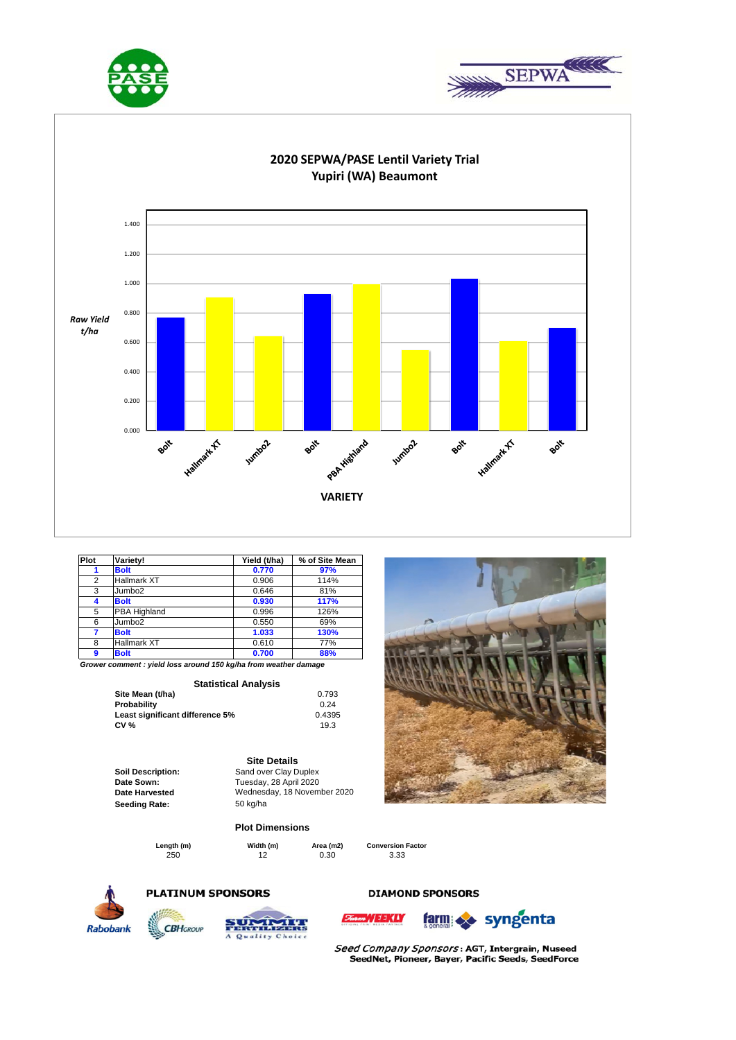# 2020 SEPWA/PASE Lentil Variety Trial
## Yupiri (WA) Beaumont

| Plot | Variety! | Yield (t/ha) | % of Site Mean |
|---|---|---|---|
| **1** | **Bolt** | **0.770** | **97%** |
| 2 | Hallmark XT | 0.906 | 114% |
| 3 | Jumbo2 | 0.646 | 81% |
| **4** | **Bolt** | **0.930** | **117%** |
| 5 | PBA Highland | 0.996 | 126% |
| 6 | Jumbo2 | 0.550 | 69% |
| **7** | **Bolt** | **1.033** | **130%** |
| 8 | Hallmark XT | 0.610 | 77% |
| **9** | **Bolt** | **0.700** | **88%** |

***Grower comment : yield loss around 150 kg/ha from weather damage***

### Statistical Analysis

| | |
|---|---|
| **Site Mean (t/ha)** | 0.793 |
| **Probability** | 0.24 |
| **Least significant difference 5%** | 0.4395 |
| **CV %** | 19.3 |

### Site Details

| | |
|---|---|
| **Soil Description:** | Sand over Clay Duplex |
| **Date Sown:** | Tuesday, 28 April 2020 |
| **Date Harvested** | Wednesday, 18 November 2020 |
| **Seeding Rate:** | 50 kg/ha |

### Plot Dimensions

| Length (m) | Width (m) | Area (m2) | Conversion Factor |
|---|---|---|---|
| 250 | 12 | 0.30 | 3.33 |

**PLATINUM SPONSORS**

**DIAMOND SPONSORS**

*Seed Company Sponsors*: **AGT, Intergrain, Nuseed SeedNet, Pioneer, Bayer, Pacific Seeds, SeedForce**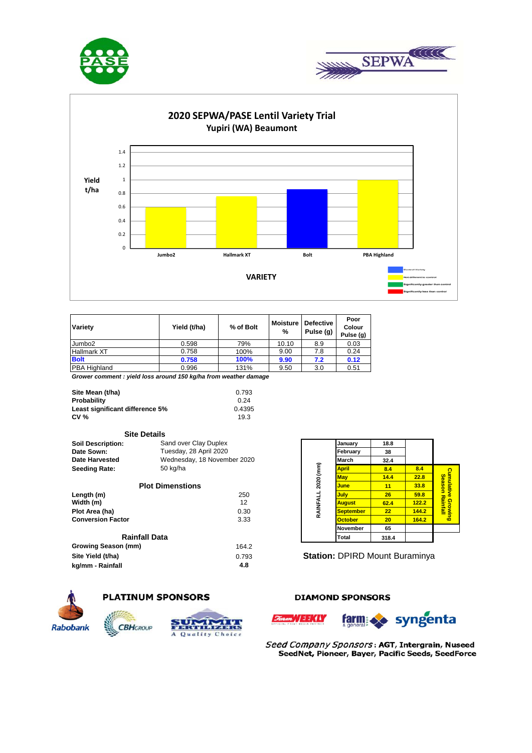# 2020 SEPWA/PASE Lentil Variety Trial

## Yupiri (WA) Beaumont

Yield t/ha

1.4
1.2
1
0.8
0.6
0.4
0.2
0

Jumbo2
Hallmark XT
Bolt
PBA Highland

VARIETY

Control Variety
Not different to control
Significantly greater than control
Significantly less than control

| Variety | Yield (t/ha) | % of Bolt | Moisture % | Defective Pulse (g) | Poor Colour Pulse (g) |
|---|---|---|---|---|---|
| Jumbo2 | 0.598 | 79% | 10.10 | 8.9 | 0.03 |
| Hallmark XT | 0.758 | 100% | 9.00 | 7.8 | 0.24 |
| **Bolt** | **0.758** | **100%** | **9.90** | **7.2** | **0.12** |
| PBA Highland | 0.996 | 131% | 9.50 | 3.0 | 0.51 |

***Grower comment : yield loss around 150 kg/ha from weather damage***

| | |
|---|---|
| **Site Mean (t/ha)** | 0.793 |
| **Probability** | 0.24 |
| **Least significant difference 5%** | 0.4395 |
| **CV %** | 19.3 |

### Site Details

| | |
|---|---|
| **Soil Description:** | Sand over Clay Duplex |
| **Date Sown:** | Tuesday, 28 April 2020 |
| **Date Harvested** | Wednesday, 18 November 2020 |
| **Seeding Rate:** | 50 kg/ha |

### Plot Dimenstions

| | |
|---|---|
| **Length (m)** | 250 |
| **Width (m)** | 12 |
| **Plot Area (ha)** | 0.30 |
| **Conversion Factor** | 3.33 |

### Rainfall Data

| | |
|---|---|
| **Growing Season (mm)** | 164.2 |
| **Site Yield (t/ha)** | 0.793 |
| **kg/mm - Rainfall** | **4.8** |

| RAINFALL 2020 (mm) | | Cumulative Growing Season Rainfall |
|---|---|---|
| January | 18.8 | |
| February | 38 | |
| March | 32.4 | |
| April | 8.4 | 8.4 |
| May | 14.4 | 22.8 |
| June | 11 | 33.8 |
| July | 26 | 59.8 |
| August | 62.4 | 122.2 |
| September | 22 | 144.2 |
| October | 20 | 164.2 |
| November | 65 | |
| Total | 318.4 | |

**Station:** DPIRD Mount Buraminya

**PLATINUM SPONSORS**

Rabobank, CBH Group, Summit Fertilizers – A Quality Choice

**DIAMOND SPONSORS**

Farm Weekly, farm & general, syngenta

*Seed Company Sponsors*: **AGT, Intergrain, Nuseed SeedNet, Pioneer, Bayer, Pacific Seeds, SeedForce**